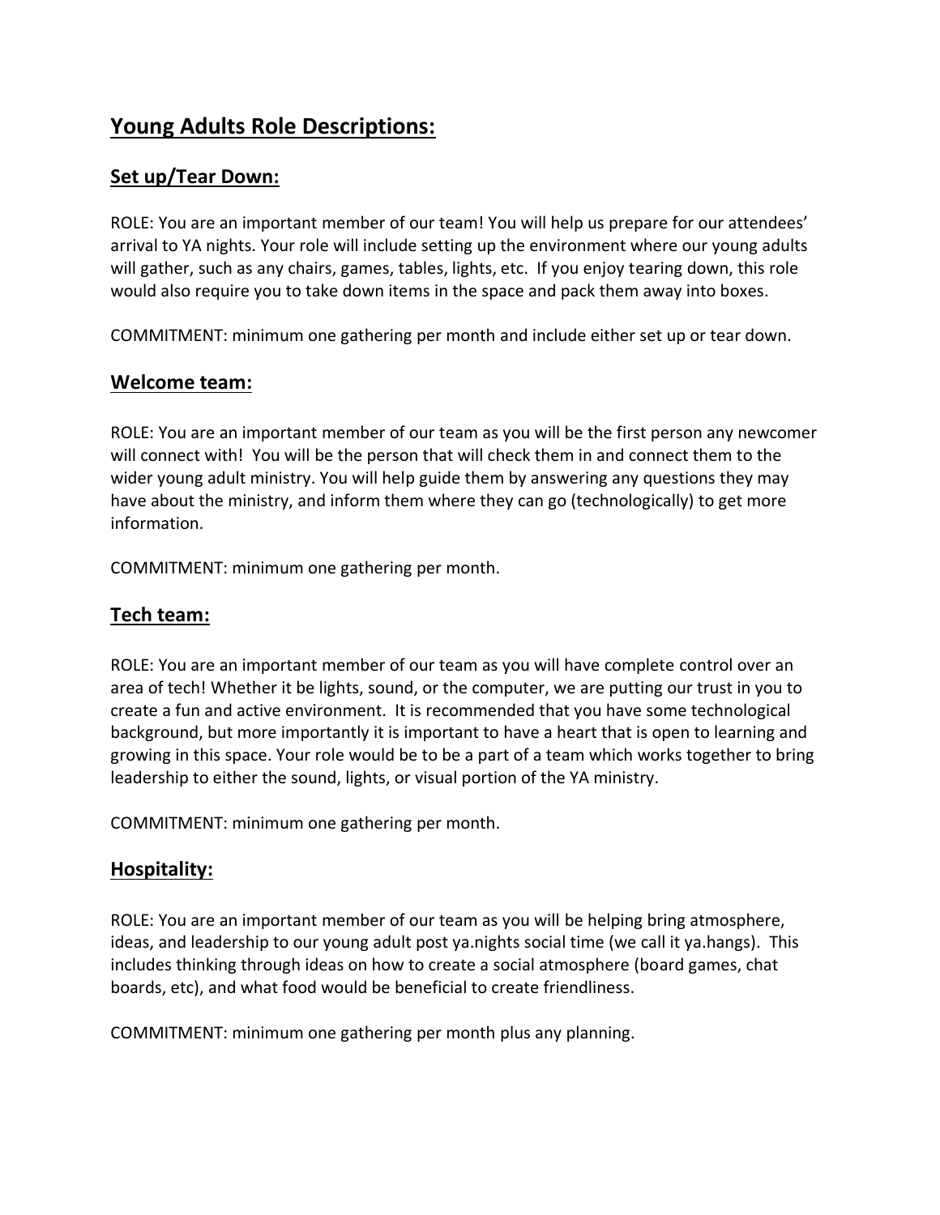# Young Adults Role Descriptions:

## Set up/Tear Down:

ROLE: You are an important member of our team! You will help us prepare for our attendees' arrival to YA nights. Your role will include setting up the environment where our young adults will gather, such as any chairs, games, tables, lights, etc. If you enjoy tearing down, this role would also require you to take down items in the space and pack them away into boxes.

COMMITMENT: minimum one gathering per month and include either set up or tear down.

## Welcome team:

ROLE: You are an important member of our team as you will be the first person any newcomer will connect with! You will be the person that will check them in and connect them to the wider young adult ministry. You will help guide them by answering any questions they may have about the ministry, and inform them where they can go (technologically) to get more information.

COMMITMENT: minimum one gathering per month.

## Tech team:

ROLE: You are an important member of our team as you will have complete control over an area of tech! Whether it be lights, sound, or the computer, we are putting our trust in you to create a fun and active environment. It is recommended that you have some technological background, but more importantly it is important to have a heart that is open to learning and growing in this space. Your role would be to be a part of a team which works together to bring leadership to either the sound, lights, or visual portion of the YA ministry.

COMMITMENT: minimum one gathering per month.

## Hospitality:

ROLE: You are an important member of our team as you will be helping bring atmosphere, ideas, and leadership to our young adult post ya.nights social time (we call it ya.hangs). This includes thinking through ideas on how to create a social atmosphere (board games, chat boards, etc), and what food would be beneficial to create friendliness.

COMMITMENT: minimum one gathering per month plus any planning.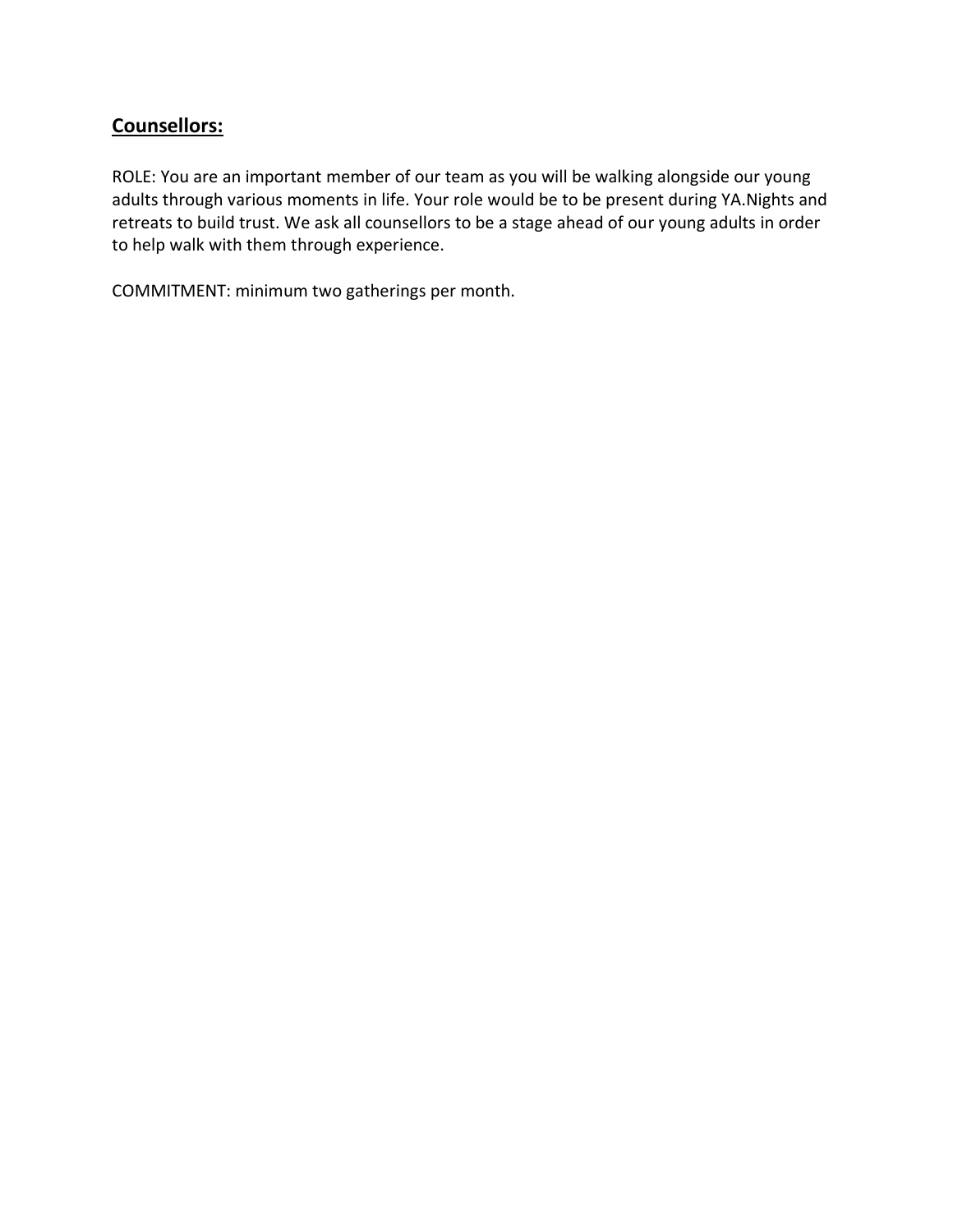## Counsellors:

ROLE: You are an important member of our team as you will be walking alongside our young adults through various moments in life. Your role would be to be present during YA.Nights and retreats to build trust. We ask all counsellors to be a stage ahead of our young adults in order to help walk with them through experience.

COMMITMENT: minimum two gatherings per month.